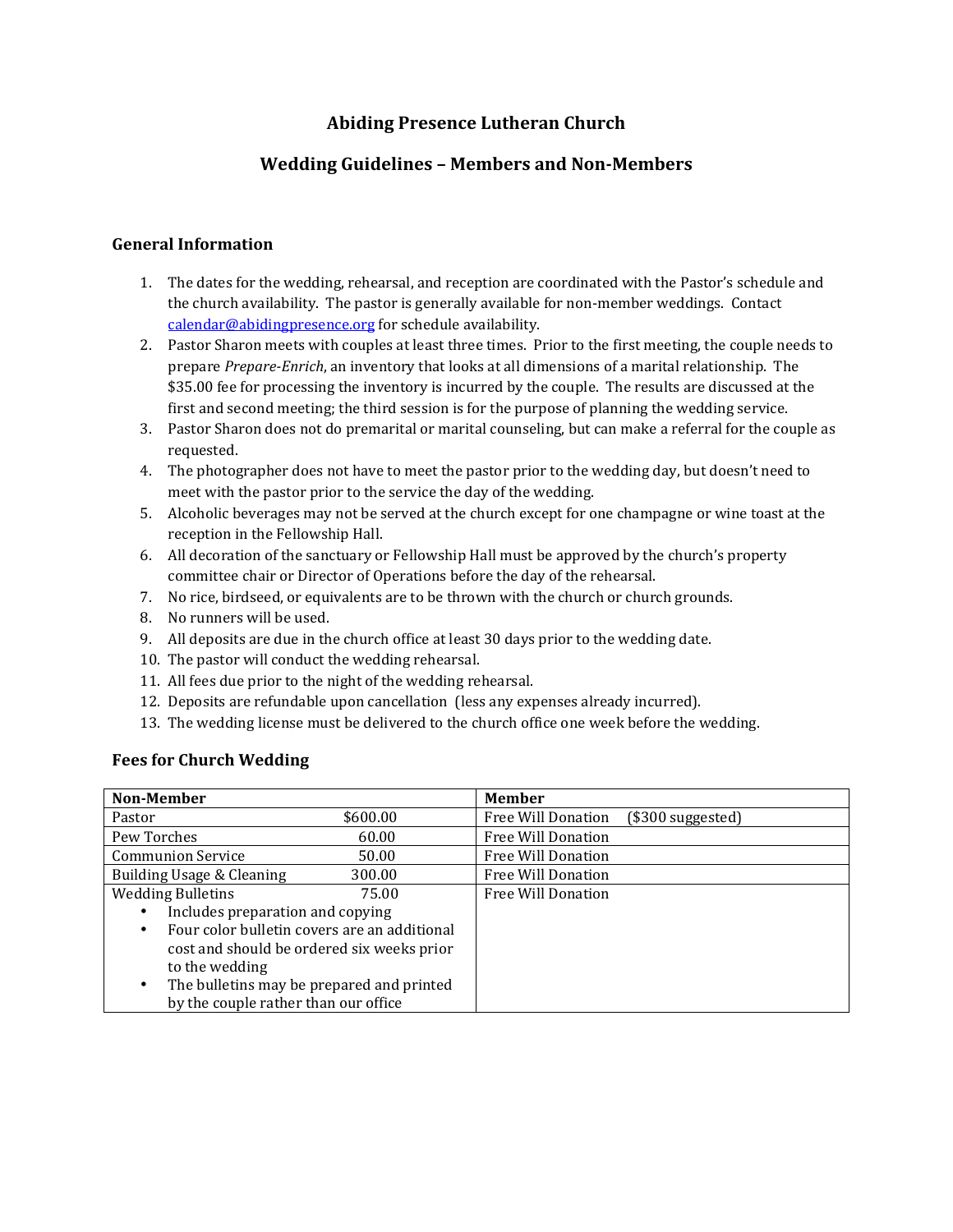# Abiding Presence Lutheran Church

## Wedding Guidelines – Members and Non-Members

### General Information

1. The dates for the wedding, rehearsal, and reception are coordinated with the Pastor's schedule and the church availability. The pastor is generally available for non-member weddings. Contact calendar@abidingpresence.org for schedule availability.
2. Pastor Sharon meets with couples at least three times. Prior to the first meeting, the couple needs to prepare *Prepare-Enrich*, an inventory that looks at all dimensions of a marital relationship. The $35.00 fee for processing the inventory is incurred by the couple. The results are discussed at the first and second meeting; the third session is for the purpose of planning the wedding service.
3. Pastor Sharon does not do premarital or marital counseling, but can make a referral for the couple as requested.
4. The photographer does not have to meet the pastor prior to the wedding day, but doesn't need to meet with the pastor prior to the service the day of the wedding.
5. Alcoholic beverages may not be served at the church except for one champagne or wine toast at the reception in the Fellowship Hall.
6. All decoration of the sanctuary or Fellowship Hall must be approved by the church's property committee chair or Director of Operations before the day of the rehearsal.
7. No rice, birdseed, or equivalents are to be thrown with the church or church grounds.
8. No runners will be used.
9. All deposits are due in the church office at least 30 days prior to the wedding date.
10. The pastor will conduct the wedding rehearsal.
11. All fees due prior to the night of the wedding rehearsal.
12. Deposits are refundable upon cancellation (less any expenses already incurred).
13. The wedding license must be delivered to the church office one week before the wedding.

### Fees for Church Wedding

| Non-Member | | Member |
|---|---|---|
| Pastor | $600.00 | Free Will Donation ($300 suggested) |
| Pew Torches | 60.00 | Free Will Donation |
| Communion Service | 50.00 | Free Will Donation |
| Building Usage & Cleaning | 300.00 | Free Will Donation |
| Wedding Bulletins<br>• Includes preparation and copying<br>• Four color bulletin covers are an additional cost and should be ordered six weeks prior to the wedding<br>• The bulletins may be prepared and printed by the couple rather than our office | 75.00 | Free Will Donation |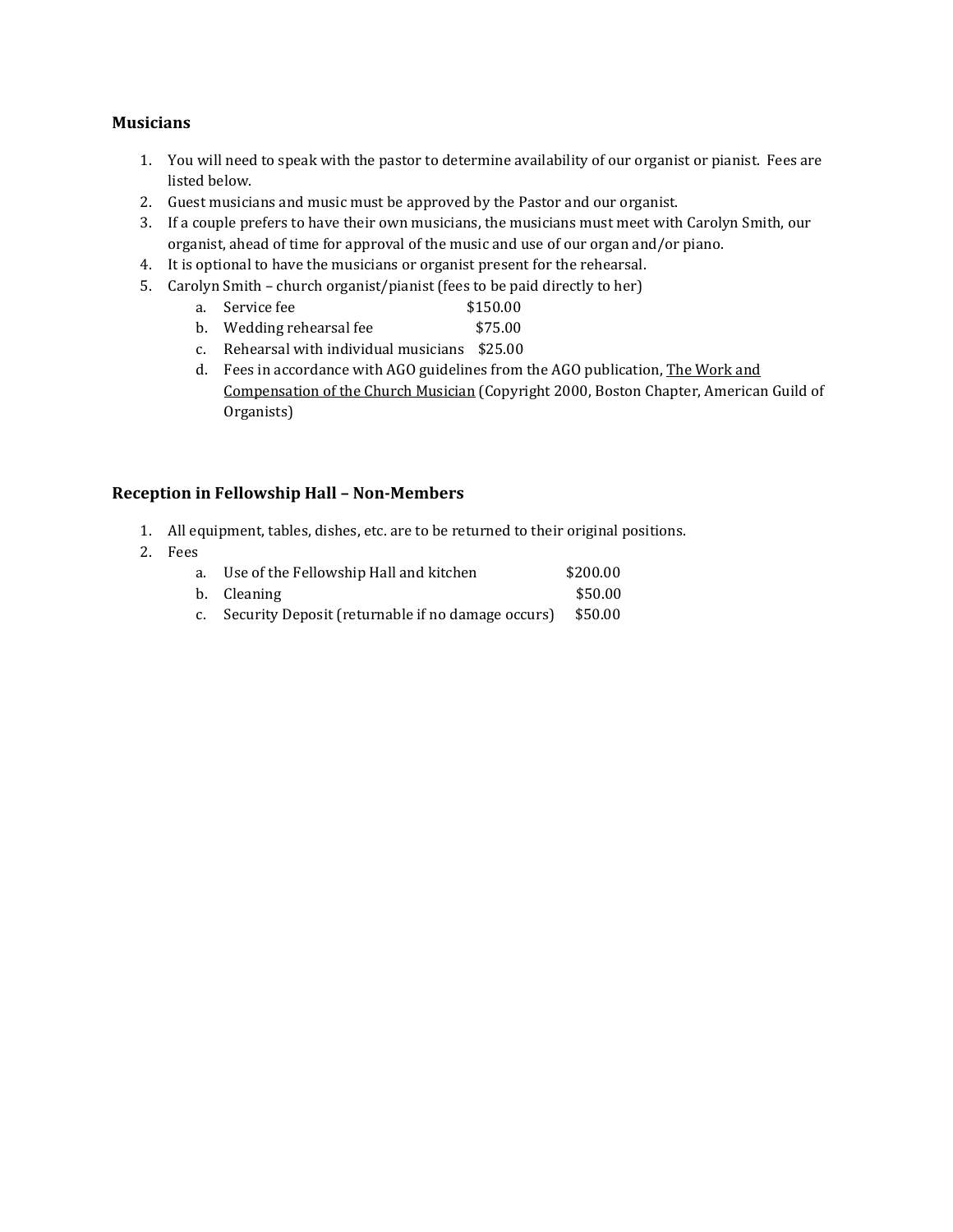## Musicians

1. You will need to speak with the pastor to determine availability of our organist or pianist. Fees are listed below.
2. Guest musicians and music must be approved by the Pastor and our organist.
3. If a couple prefers to have their own musicians, the musicians must meet with Carolyn Smith, our organist, ahead of time for approval of the music and use of our organ and/or piano.
4. It is optional to have the musicians or organist present for the rehearsal.
5. Carolyn Smith – church organist/pianist (fees to be paid directly to her)
   a. Service fee $150.00
   b. Wedding rehearsal fee $75.00
   c. Rehearsal with individual musicians $25.00
   d. Fees in accordance with AGO guidelines from the AGO publication, The Work and Compensation of the Church Musician (Copyright 2000, Boston Chapter, American Guild of Organists)

## Reception in Fellowship Hall – Non-Members

1. All equipment, tables, dishes, etc. are to be returned to their original positions.
2. Fees
   a. Use of the Fellowship Hall and kitchen $200.00
   b. Cleaning $50.00
   c. Security Deposit (returnable if no damage occurs) $50.00